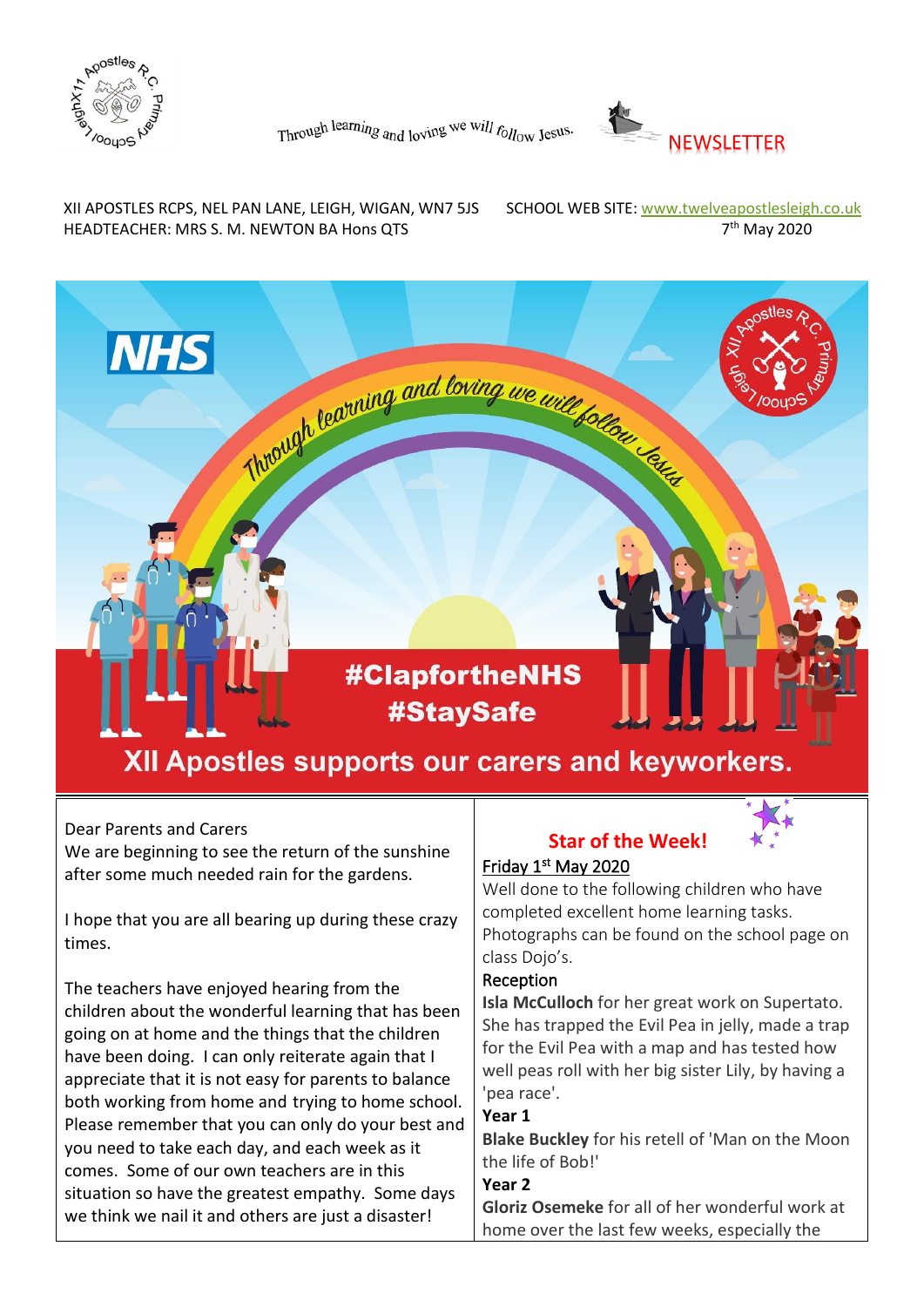Through learning and loving we will follow Jesus.

NEWSLETTER

XII APOSTLES RCPS, NEL PAN LANE, LEIGH, WIGAN, WN7 5JS SCHOOL WEB SITE: www.twelveapostlesleigh.co.uk
HEADTEACHER: MRS S. M. NEWTON BA Hons QTS 7th May 2020

Through learning and loving we will follow Jesus

#ClapfortheNHS
#StaySafe

XII Apostles supports our carers and keyworkers.

Dear Parents and Carers

We are beginning to see the return of the sunshine after some much needed rain for the gardens.

I hope that you are all bearing up during these crazy times.

The teachers have enjoyed hearing from the children about the wonderful learning that has been going on at home and the things that the children have been doing. I can only reiterate again that I appreciate that it is not easy for parents to balance both working from home and trying to home school. Please remember that you can only do your best and you need to take each day, and each week as it comes. Some of our own teachers are in this situation so have the greatest empathy. Some days we think we nail it and others are just a disaster!

## Star of the Week!

Friday 1st May 2020

Well done to the following children who have completed excellent home learning tasks. Photographs can be found on the school page on class Dojo's.

Reception

**Isla McCulloch** for her great work on Supertato. She has trapped the Evil Pea in jelly, made a trap for the Evil Pea with a map and has tested how well peas roll with her big sister Lily, by having a 'pea race'.

**Year 1**

**Blake Buckley** for his retell of 'Man on the Moon the life of Bob!'

**Year 2**

**Gloriz Osemeke** for all of her wonderful work at home over the last few weeks, especially the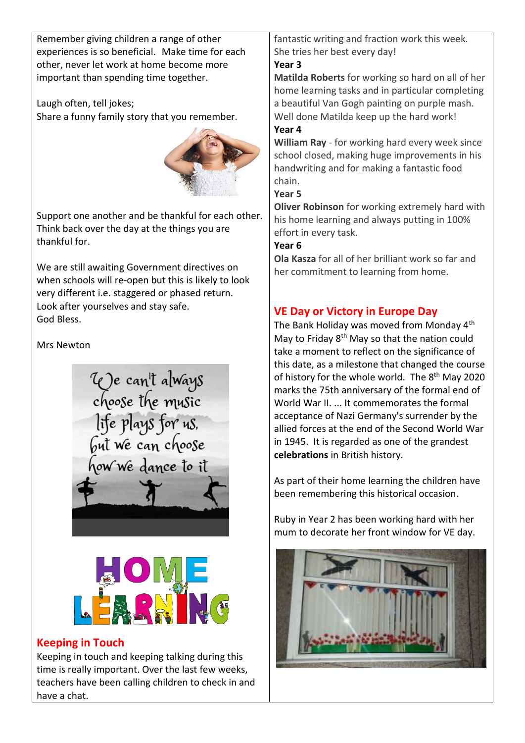Remember giving children a range of other experiences is so beneficial. Make time for each other, never let work at home become more important than spending time together.

Laugh often, tell jokes;
Share a funny family story that you remember.

Support one another and be thankful for each other. Think back over the day at the things you are thankful for.

We are still awaiting Government directives on when schools will re-open but this is likely to look very different i.e. staggered or phased return. Look after yourselves and stay safe.
God Bless.

Mrs Newton

## Keeping in Touch

Keeping in touch and keeping talking during this time is really important. Over the last few weeks, teachers have been calling children to check in and have a chat.

fantastic writing and fraction work this week. She tries her best every day!

**Year 3**

**Matilda Roberts** for working so hard on all of her home learning tasks and in particular completing a beautiful Van Gogh painting on purple mash. Well done Matilda keep up the hard work!

**Year 4**

**William Ray** - for working hard every week since school closed, making huge improvements in his handwriting and for making a fantastic food chain.

**Year 5**

**Oliver Robinson** for working extremely hard with his home learning and always putting in 100% effort in every task.

**Year 6**

**Ola Kasza** for all of her brilliant work so far and her commitment to learning from home.

## VE Day or Victory in Europe Day

The Bank Holiday was moved from Monday 4th May to Friday 8th May so that the nation could take a moment to reflect on the significance of this date, as a milestone that changed the course of history for the whole world. The 8th May 2020 marks the 75th anniversary of the formal end of World War II. ... It commemorates the formal acceptance of Nazi Germany's surrender by the allied forces at the end of the Second World War in 1945. It is regarded as one of the grandest **celebrations** in British history.

As part of their home learning the children have been remembering this historical occasion.

Ruby in Year 2 has been working hard with her mum to decorate her front window for VE day.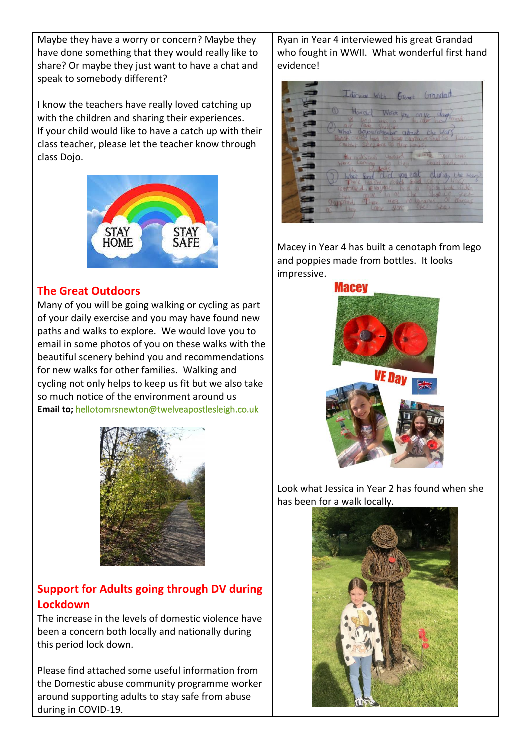Maybe they have a worry or concern? Maybe they have done something that they would really like to share? Or maybe they just want to have a chat and speak to somebody different?

I know the teachers have really loved catching up with the children and sharing their experiences. If your child would like to have a catch up with their class teacher, please let the teacher know through class Dojo.

## The Great Outdoors

Many of you will be going walking or cycling as part of your daily exercise and you may have found new paths and walks to explore. We would love you to email in some photos of you on these walks with the beautiful scenery behind you and recommendations for new walks for other families. Walking and cycling not only helps to keep us fit but we also take so much notice of the environment around us

**Email to;** hellotomrsnewton@twelveapostlesleigh.co.uk

## Support for Adults going through DV during Lockdown

The increase in the levels of domestic violence have been a concern both locally and nationally during this period lock down.

Please find attached some useful information from the Domestic abuse community programme worker around supporting adults to stay safe from abuse during in COVID-19.

Ryan in Year 4 interviewed his great Grandad who fought in WWII. What wonderful first hand evidence!

Macey in Year 4 has built a cenotaph from lego and poppies made from bottles. It looks impressive.

Look what Jessica in Year 2 has found when she has been for a walk locally.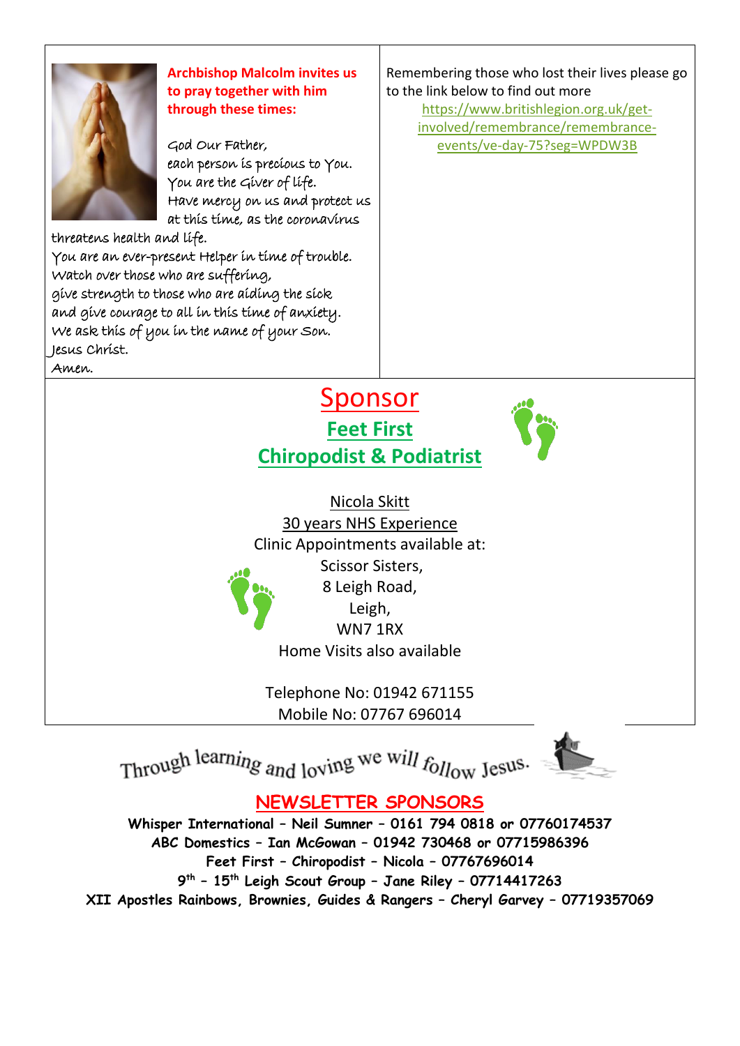**Archbishop Malcolm invites us to pray together with him through these times:**

God Our Father,
each person is precious to You.
You are the Giver of life.
Have mercy on us and protect us at this time, as the coronavirus threatens health and life.
You are an ever-present Helper in time of trouble.
Watch over those who are suffering,
give strength to those who are aiding the sick
and give courage to all in this time of anxiety.
We ask this of you in the name of your Son.
Jesus Christ.
Amen.

Remembering those who lost their lives please go to the link below to find out more

https://www.britishlegion.org.uk/get-involved/remembrance/remembrance-events/ve-day-75?seg=WPDW3B

## Sponsor

### Feet First Chiropodist & Podiatrist

Nicola Skitt
30 years NHS Experience
Clinic Appointments available at:
Scissor Sisters,
8 Leigh Road,
Leigh,
WN7 1RX
Home Visits also available

Telephone No: 01942 671155
Mobile No: 07767 696014

Through learning and loving we will follow Jesus.

## NEWSLETTER SPONSORS

**Whisper International – Neil Sumner – 0161 794 0818 or 07760174537**
**ABC Domestics – Ian McGowan – 01942 730468 or 07715986396**
**Feet First – Chiropodist – Nicola – 07767696014**
**9th – 15th Leigh Scout Group – Jane Riley – 07714417263**
**XII Apostles Rainbows, Brownies, Guides & Rangers – Cheryl Garvey – 07719357069**